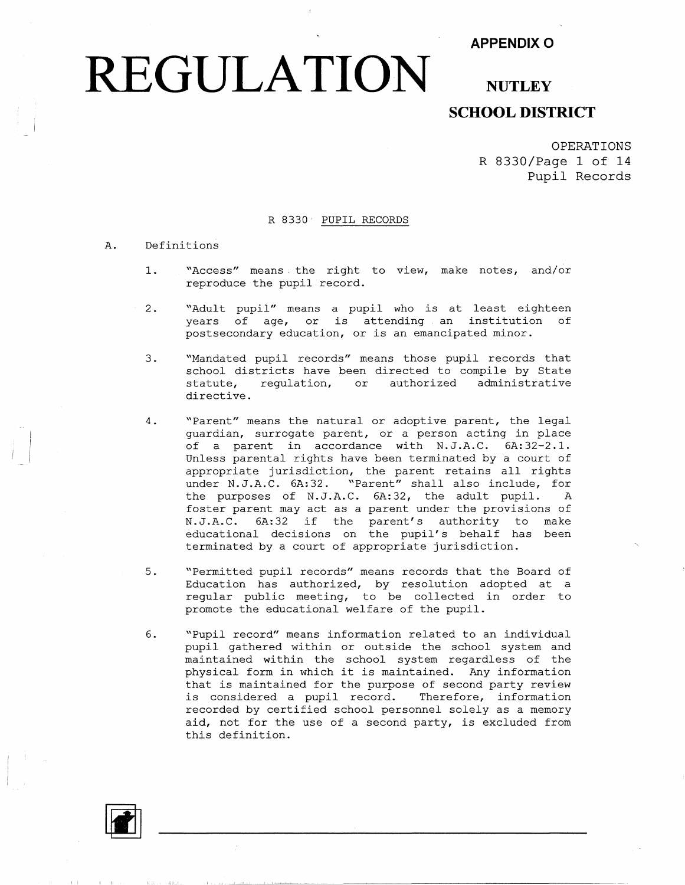# APPENDIX O

# REGULATION

## NUTLEY SCHOOL DISTRICT

OPERATIONS
R 8330/Page 1 of 14
Pupil Records

### R 8330 PUPIL RECORDS

A. Definitions

1. "Access" means the right to view, make notes, and/or reproduce the pupil record.

2. "Adult pupil" means a pupil who is at least eighteen years of age, or is attending an institution of postsecondary education, or is an emancipated minor.

3. "Mandated pupil records" means those pupil records that school districts have been directed to compile by State statute, regulation, or authorized administrative directive.

4. "Parent" means the natural or adoptive parent, the legal guardian, surrogate parent, or a person acting in place of a parent in accordance with N.J.A.C. 6A:32-2.1. Unless parental rights have been terminated by a court of appropriate jurisdiction, the parent retains all rights under N.J.A.C. 6A:32. "Parent" shall also include, for the purposes of N.J.A.C. 6A:32, the adult pupil. A foster parent may act as a parent under the provisions of N.J.A.C. 6A:32 if the parent's authority to make educational decisions on the pupil's behalf has been terminated by a court of appropriate jurisdiction.

5. "Permitted pupil records" means records that the Board of Education has authorized, by resolution adopted at a regular public meeting, to be collected in order to promote the educational welfare of the pupil.

6. "Pupil record" means information related to an individual pupil gathered within or outside the school system and maintained within the school system regardless of the physical form in which it is maintained. Any information that is maintained for the purpose of second party review is considered a pupil record. Therefore, information recorded by certified school personnel solely as a memory aid, not for the use of a second party, is excluded from this definition.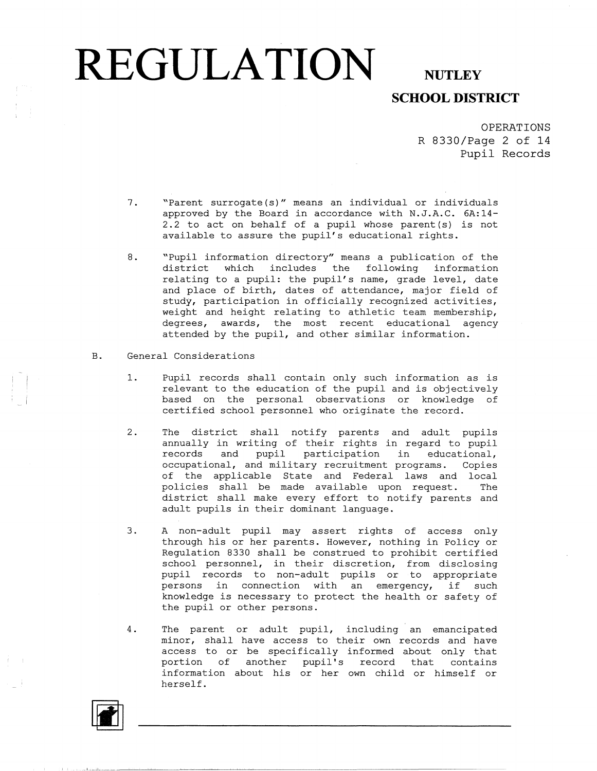7. "Parent surrogate(s)" means an individual or individuals approved by the Board in accordance with N.J.A.C. 6A:14-2.2 to act on behalf of a pupil whose parent(s) is not available to assure the pupil's educational rights.

8. "Pupil information directory" means a publication of the district which includes the following information relating to a pupil: the pupil's name, grade level, date and place of birth, dates of attendance, major field of study, participation in officially recognized activities, weight and height relating to athletic team membership, degrees, awards, the most recent educational agency attended by the pupil, and other similar information.

B. General Considerations

1. Pupil records shall contain only such information as is relevant to the education of the pupil and is objectively based on the personal observations or knowledge of certified school personnel who originate the record.

2. The district shall notify parents and adult pupils annually in writing of their rights in regard to pupil records and pupil participation in educational, occupational, and military recruitment programs. Copies of the applicable State and Federal laws and local policies shall be made available upon request. The district shall make every effort to notify parents and adult pupils in their dominant language.

3. A non-adult pupil may assert rights of access only through his or her parents. However, nothing in Policy or Regulation 8330 shall be construed to prohibit certified school personnel, in their discretion, from disclosing pupil records to non-adult pupils or to appropriate persons in connection with an emergency, if such knowledge is necessary to protect the health or safety of the pupil or other persons.

4. The parent or adult pupil, including an emancipated minor, shall have access to their own records and have access to or be specifically informed about only that portion of another pupil's record that contains information about his or her own child or himself or herself.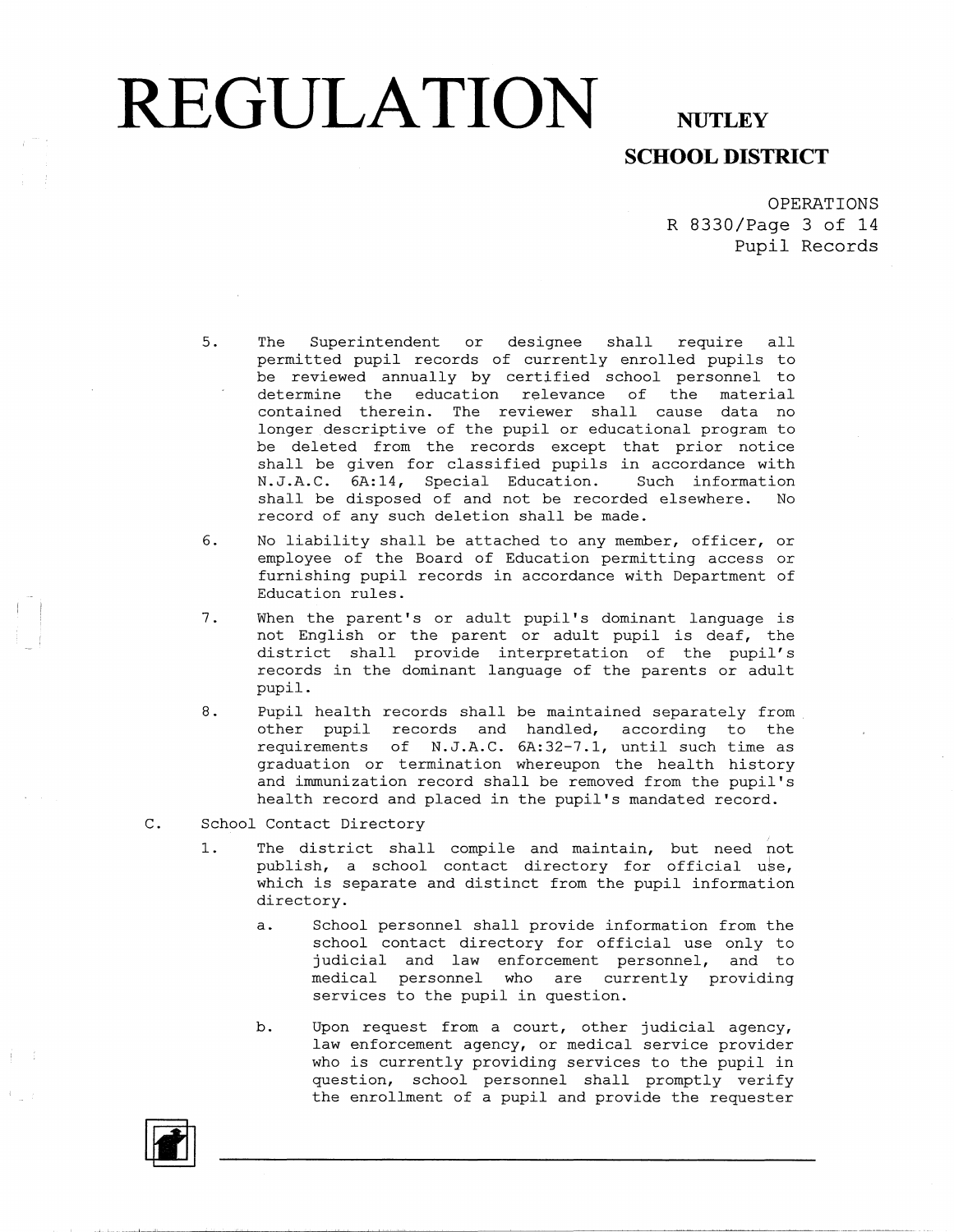5. The Superintendent or designee shall require all permitted pupil records of currently enrolled pupils to be reviewed annually by certified school personnel to determine the education relevance of the material contained therein. The reviewer shall cause data no longer descriptive of the pupil or educational program to be deleted from the records except that prior notice shall be given for classified pupils in accordance with N.J.A.C. 6A:14, Special Education. Such information shall be disposed of and not be recorded elsewhere. No record of any such deletion shall be made.
6. No liability shall be attached to any member, officer, or employee of the Board of Education permitting access or furnishing pupil records in accordance with Department of Education rules.
7. When the parent's or adult pupil's dominant language is not English or the parent or adult pupil is deaf, the district shall provide interpretation of the pupil's records in the dominant language of the parents or adult pupil.
8. Pupil health records shall be maintained separately from other pupil records and handled, according to the requirements of N.J.A.C. 6A:32-7.1, until such time as graduation or termination whereupon the health history and immunization record shall be removed from the pupil's health record and placed in the pupil's mandated record.

C. School Contact Directory

1. The district shall compile and maintain, but need not publish, a school contact directory for official use, which is separate and distinct from the pupil information directory.
   a. School personnel shall provide information from the school contact directory for official use only to judicial and law enforcement personnel, and to medical personnel who are currently providing services to the pupil in question.
   b. Upon request from a court, other judicial agency, law enforcement agency, or medical service provider who is currently providing services to the pupil in question, school personnel shall promptly verify the enrollment of a pupil and provide the requester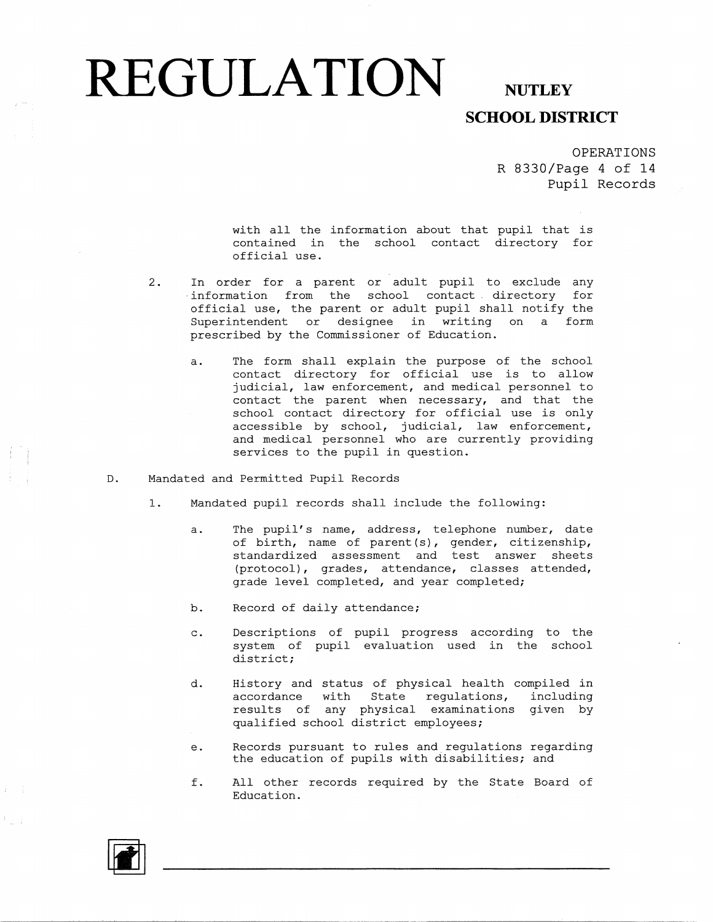with all the information about that pupil that is contained in the school contact directory for official use.

2. In order for a parent or adult pupil to exclude any information from the school contact directory for official use, the parent or adult pupil shall notify the Superintendent or designee in writing on a form prescribed by the Commissioner of Education.

   a. The form shall explain the purpose of the school contact directory for official use is to allow judicial, law enforcement, and medical personnel to contact the parent when necessary, and that the school contact directory for official use is only accessible by school, judicial, law enforcement, and medical personnel who are currently providing services to the pupil in question.

D. Mandated and Permitted Pupil Records

1. Mandated pupil records shall include the following:

   a. The pupil's name, address, telephone number, date of birth, name of parent(s), gender, citizenship, standardized assessment and test answer sheets (protocol), grades, attendance, classes attended, grade level completed, and year completed;

   b. Record of daily attendance;

   c. Descriptions of pupil progress according to the system of pupil evaluation used in the school district;

   d. History and status of physical health compiled in accordance with State regulations, including results of any physical examinations given by qualified school district employees;

   e. Records pursuant to rules and regulations regarding the education of pupils with disabilities; and

   f. All other records required by the State Board of Education.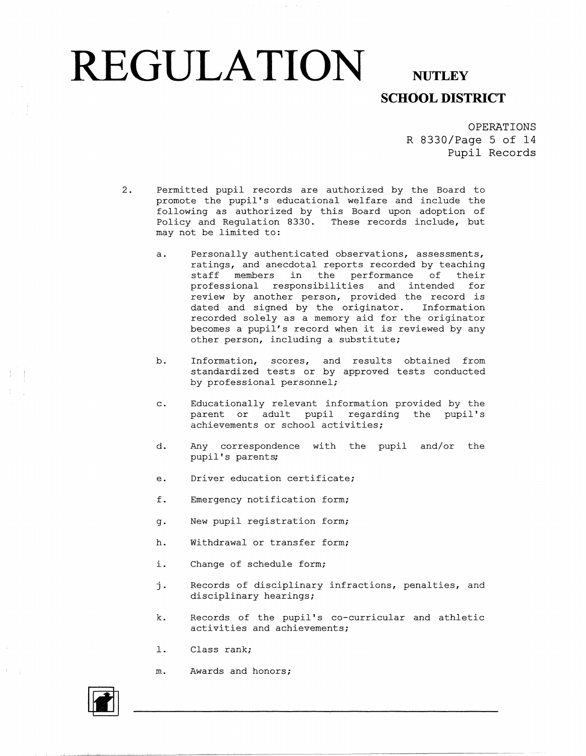2. Permitted pupil records are authorized by the Board to promote the pupil's educational welfare and include the following as authorized by this Board upon adoption of Policy and Regulation 8330. These records include, but may not be limited to:

   a. Personally authenticated observations, assessments, ratings, and anecdotal reports recorded by teaching staff members in the performance of their professional responsibilities and intended for review by another person, provided the record is dated and signed by the originator. Information recorded solely as a memory aid for the originator becomes a pupil's record when it is reviewed by any other person, including a substitute;

   b. Information, scores, and results obtained from standardized tests or by approved tests conducted by professional personnel;

   c. Educationally relevant information provided by the parent or adult pupil regarding the pupil's achievements or school activities;

   d. Any correspondence with the pupil and/or the pupil's parents;

   e. Driver education certificate;

   f. Emergency notification form;

   g. New pupil registration form;

   h. Withdrawal or transfer form;

   i. Change of schedule form;

   j. Records of disciplinary infractions, penalties, and disciplinary hearings;

   k. Records of the pupil's co-curricular and athletic activities and achievements;

   l. Class rank;

   m. Awards and honors;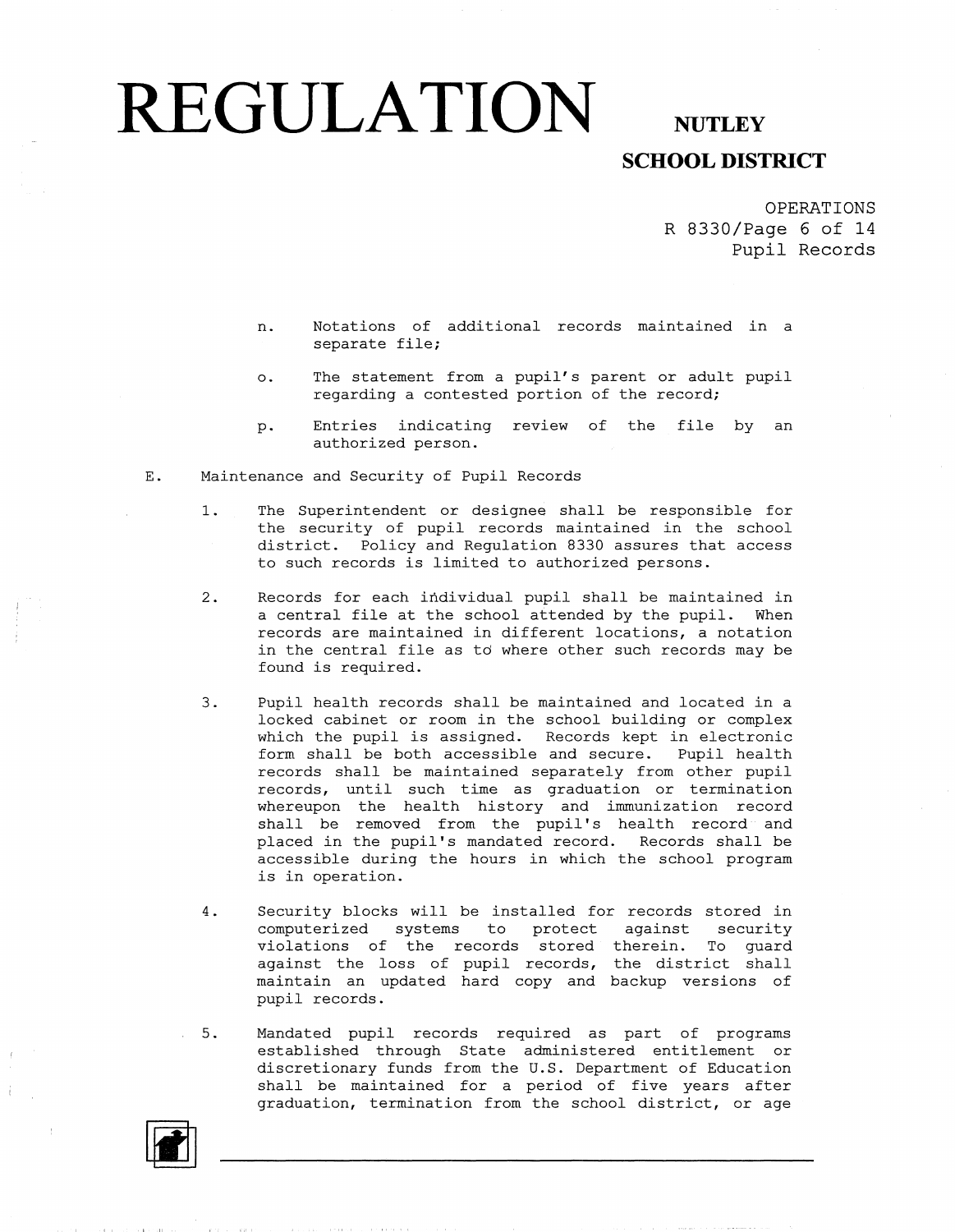n. Notations of additional records maintained in a separate file;

o. The statement from a pupil's parent or adult pupil regarding a contested portion of the record;

p. Entries indicating review of the file by an authorized person.

E. Maintenance and Security of Pupil Records

1. The Superintendent or designee shall be responsible for the security of pupil records maintained in the school district. Policy and Regulation 8330 assures that access to such records is limited to authorized persons.

2. Records for each individual pupil shall be maintained in a central file at the school attended by the pupil. When records are maintained in different locations, a notation in the central file as to where other such records may be found is required.

3. Pupil health records shall be maintained and located in a locked cabinet or room in the school building or complex which the pupil is assigned. Records kept in electronic form shall be both accessible and secure. Pupil health records shall be maintained separately from other pupil records, until such time as graduation or termination whereupon the health history and immunization record shall be removed from the pupil's health record and placed in the pupil's mandated record. Records shall be accessible during the hours in which the school program is in operation.

4. Security blocks will be installed for records stored in computerized systems to protect against security violations of the records stored therein. To guard against the loss of pupil records, the district shall maintain an updated hard copy and backup versions of pupil records.

5. Mandated pupil records required as part of programs established through State administered entitlement or discretionary funds from the U.S. Department of Education shall be maintained for a period of five years after graduation, termination from the school district, or age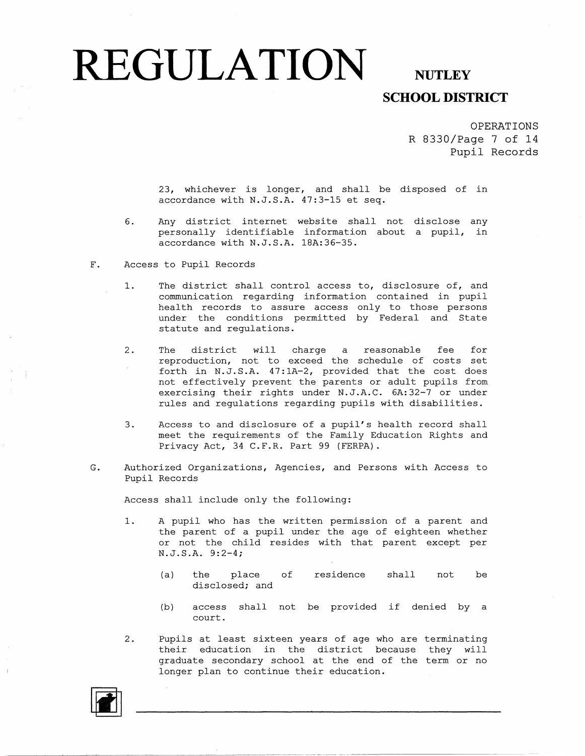23, whichever is longer, and shall be disposed of in accordance with N.J.S.A. 47:3-15 et seq.

6. Any district internet website shall not disclose any personally identifiable information about a pupil, in accordance with N.J.S.A. 18A:36-35.

F. Access to Pupil Records

1. The district shall control access to, disclosure of, and communication regarding information contained in pupil health records to assure access only to those persons under the conditions permitted by Federal and State statute and regulations.

2. The district will charge a reasonable fee for reproduction, not to exceed the schedule of costs set forth in N.J.S.A. 47:1A-2, provided that the cost does not effectively prevent the parents or adult pupils from exercising their rights under N.J.A.C. 6A:32-7 or under rules and regulations regarding pupils with disabilities.

3. Access to and disclosure of a pupil's health record shall meet the requirements of the Family Education Rights and Privacy Act, 34 C.F.R. Part 99 (FERPA).

G. Authorized Organizations, Agencies, and Persons with Access to Pupil Records

Access shall include only the following:

1. A pupil who has the written permission of a parent and the parent of a pupil under the age of eighteen whether or not the child resides with that parent except per N.J.S.A. 9:2-4;

   (a) the place of residence shall not be disclosed; and

   (b) access shall not be provided if denied by a court.

2. Pupils at least sixteen years of age who are terminating their education in the district because they will graduate secondary school at the end of the term or no longer plan to continue their education.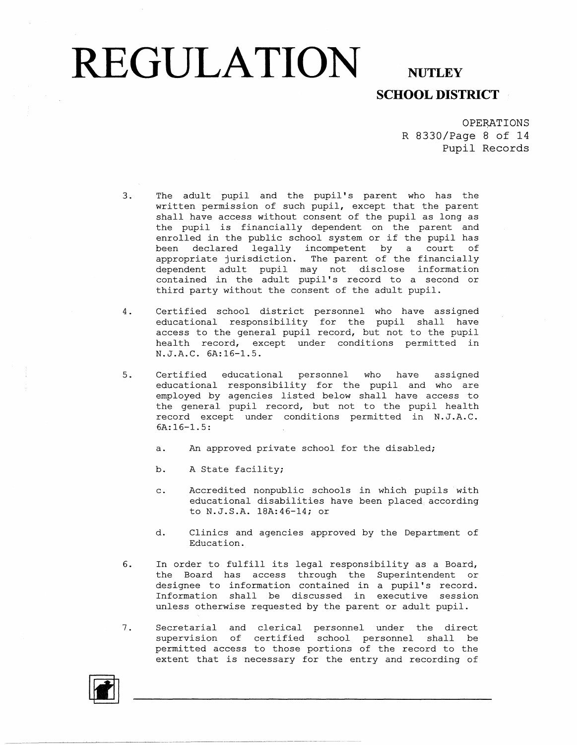3. The adult pupil and the pupil's parent who has the written permission of such pupil, except that the parent shall have access without consent of the pupil as long as the pupil is financially dependent on the parent and enrolled in the public school system or if the pupil has been declared legally incompetent by a court of appropriate jurisdiction. The parent of the financially dependent adult pupil may not disclose information contained in the adult pupil's record to a second or third party without the consent of the adult pupil.

4. Certified school district personnel who have assigned educational responsibility for the pupil shall have access to the general pupil record, but not to the pupil health record, except under conditions permitted in N.J.A.C. 6A:16-1.5.

5. Certified educational personnel who have assigned educational responsibility for the pupil and who are employed by agencies listed below shall have access to the general pupil record, but not to the pupil health record except under conditions permitted in N.J.A.C. 6A:16-1.5:

   a. An approved private school for the disabled;

   b. A State facility;

   c. Accredited nonpublic schools in which pupils with educational disabilities have been placed according to N.J.S.A. 18A:46-14; or

   d. Clinics and agencies approved by the Department of Education.

6. In order to fulfill its legal responsibility as a Board, the Board has access through the Superintendent or designee to information contained in a pupil's record. Information shall be discussed in executive session unless otherwise requested by the parent or adult pupil.

7. Secretarial and clerical personnel under the direct supervision of certified school personnel shall be permitted access to those portions of the record to the extent that is necessary for the entry and recording of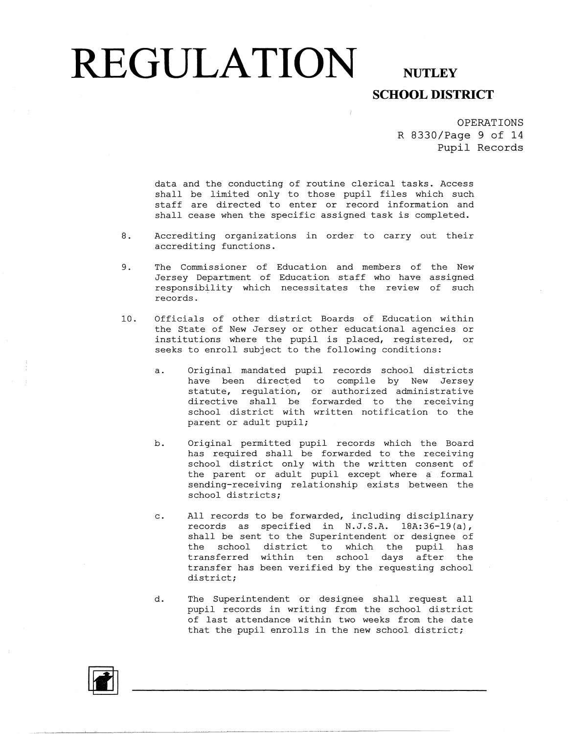data and the conducting of routine clerical tasks. Access shall be limited only to those pupil files which such staff are directed to enter or record information and shall cease when the specific assigned task is completed.

8. Accrediting organizations in order to carry out their accrediting functions.

9. The Commissioner of Education and members of the New Jersey Department of Education staff who have assigned responsibility which necessitates the review of such records.

10. Officials of other district Boards of Education within the State of New Jersey or other educational agencies or institutions where the pupil is placed, registered, or seeks to enroll subject to the following conditions:

    a. Original mandated pupil records school districts have been directed to compile by New Jersey statute, regulation, or authorized administrative directive shall be forwarded to the receiving school district with written notification to the parent or adult pupil;

    b. Original permitted pupil records which the Board has required shall be forwarded to the receiving school district only with the written consent of the parent or adult pupil except where a formal sending-receiving relationship exists between the school districts;

    c. All records to be forwarded, including disciplinary records as specified in N.J.S.A. 18A:36-19(a), shall be sent to the Superintendent or designee of the school district to which the pupil has transferred within ten school days after the transfer has been verified by the requesting school district;

    d. The Superintendent or designee shall request all pupil records in writing from the school district of last attendance within two weeks from the date that the pupil enrolls in the new school district;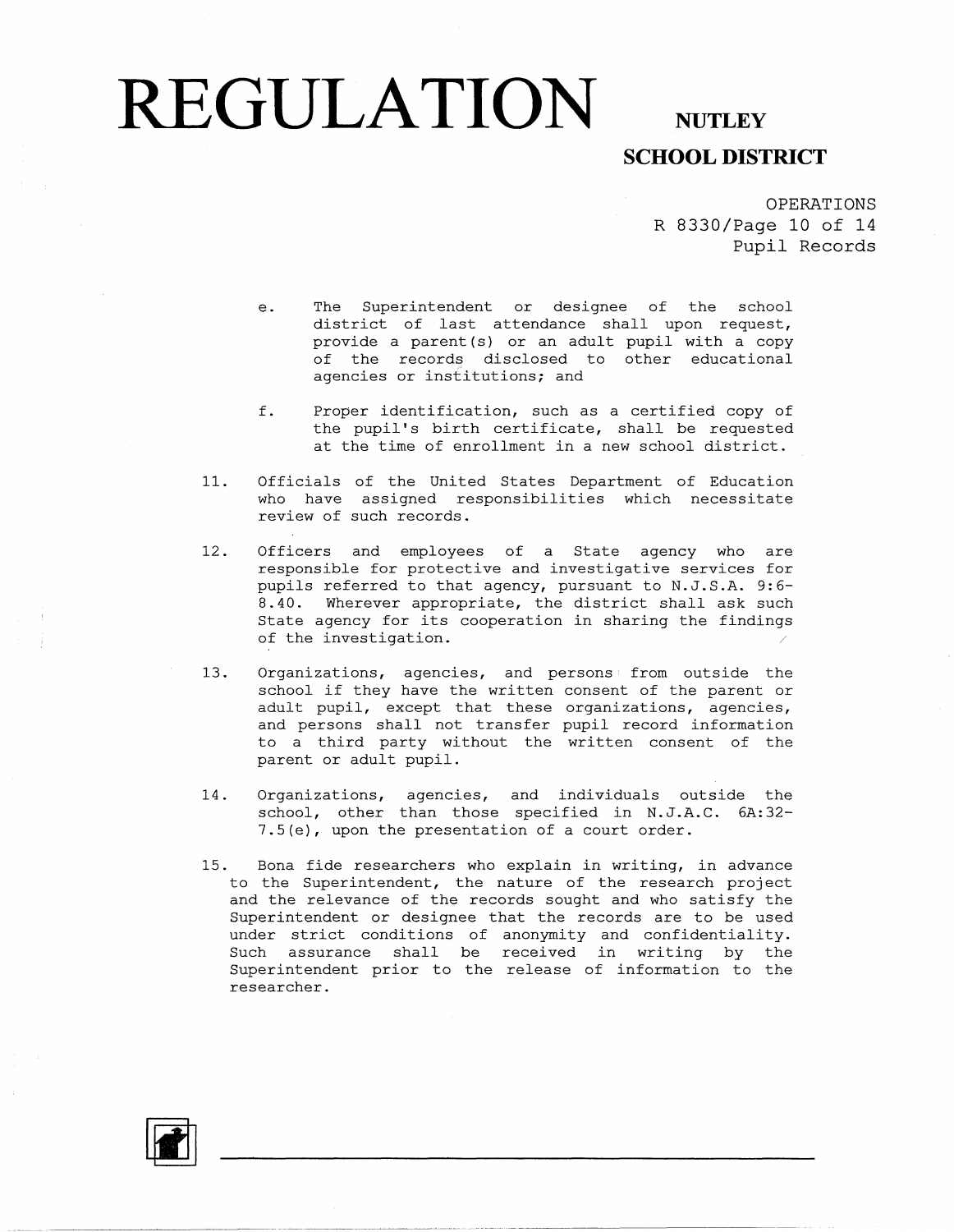e. The Superintendent or designee of the school district of last attendance shall upon request, provide a parent(s) or an adult pupil with a copy of the records disclosed to other educational agencies or institutions; and

f. Proper identification, such as a certified copy of the pupil's birth certificate, shall be requested at the time of enrollment in a new school district.

11. Officials of the United States Department of Education who have assigned responsibilities which necessitate review of such records.

12. Officers and employees of a State agency who are responsible for protective and investigative services for pupils referred to that agency, pursuant to N.J.S.A. 9:6-8.40. Wherever appropriate, the district shall ask such State agency for its cooperation in sharing the findings of the investigation.

13. Organizations, agencies, and persons from outside the school if they have the written consent of the parent or adult pupil, except that these organizations, agencies, and persons shall not transfer pupil record information to a third party without the written consent of the parent or adult pupil.

14. Organizations, agencies, and individuals outside the school, other than those specified in N.J.A.C. 6A:32-7.5(e), upon the presentation of a court order.

15. Bona fide researchers who explain in writing, in advance to the Superintendent, the nature of the research project and the relevance of the records sought and who satisfy the Superintendent or designee that the records are to be used under strict conditions of anonymity and confidentiality. Such assurance shall be received in writing by the Superintendent prior to the release of information to the researcher.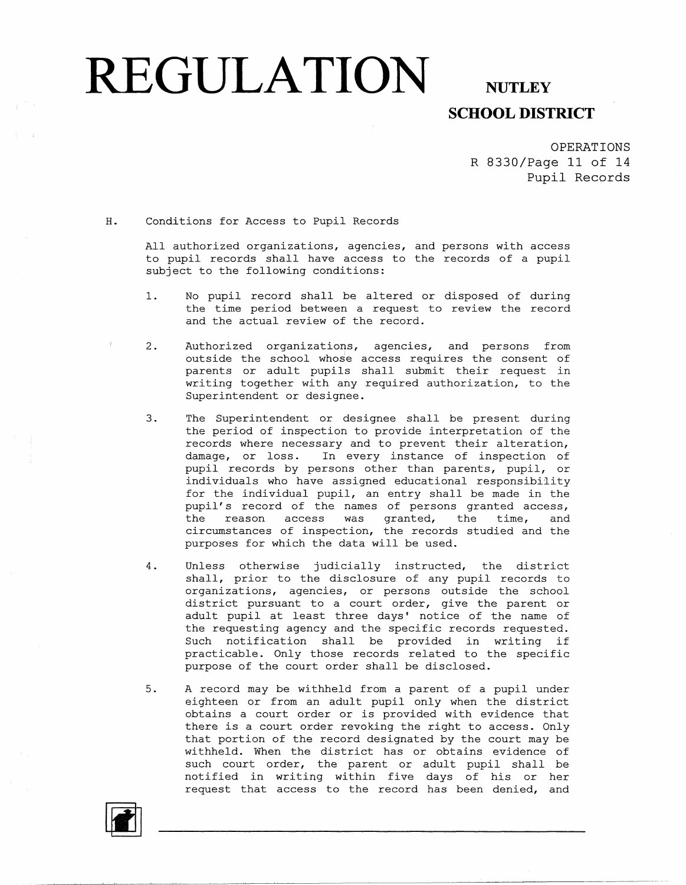H. Conditions for Access to Pupil Records

All authorized organizations, agencies, and persons with access to pupil records shall have access to the records of a pupil subject to the following conditions:

1. No pupil record shall be altered or disposed of during the time period between a request to review the record and the actual review of the record.

2. Authorized organizations, agencies, and persons from outside the school whose access requires the consent of parents or adult pupils shall submit their request in writing together with any required authorization, to the Superintendent or designee.

3. The Superintendent or designee shall be present during the period of inspection to provide interpretation of the records where necessary and to prevent their alteration, damage, or loss. In every instance of inspection of pupil records by persons other than parents, pupil, or individuals who have assigned educational responsibility for the individual pupil, an entry shall be made in the pupil's record of the names of persons granted access, the reason access was granted, the time, and circumstances of inspection, the records studied and the purposes for which the data will be used.

4. Unless otherwise judicially instructed, the district shall, prior to the disclosure of any pupil records to organizations, agencies, or persons outside the school district pursuant to a court order, give the parent or adult pupil at least three days' notice of the name of the requesting agency and the specific records requested. Such notification shall be provided in writing if practicable. Only those records related to the specific purpose of the court order shall be disclosed.

5. A record may be withheld from a parent of a pupil under eighteen or from an adult pupil only when the district obtains a court order or is provided with evidence that there is a court order revoking the right to access. Only that portion of the record designated by the court may be withheld. When the district has or obtains evidence of such court order, the parent or adult pupil shall be notified in writing within five days of his or her request that access to the record has been denied, and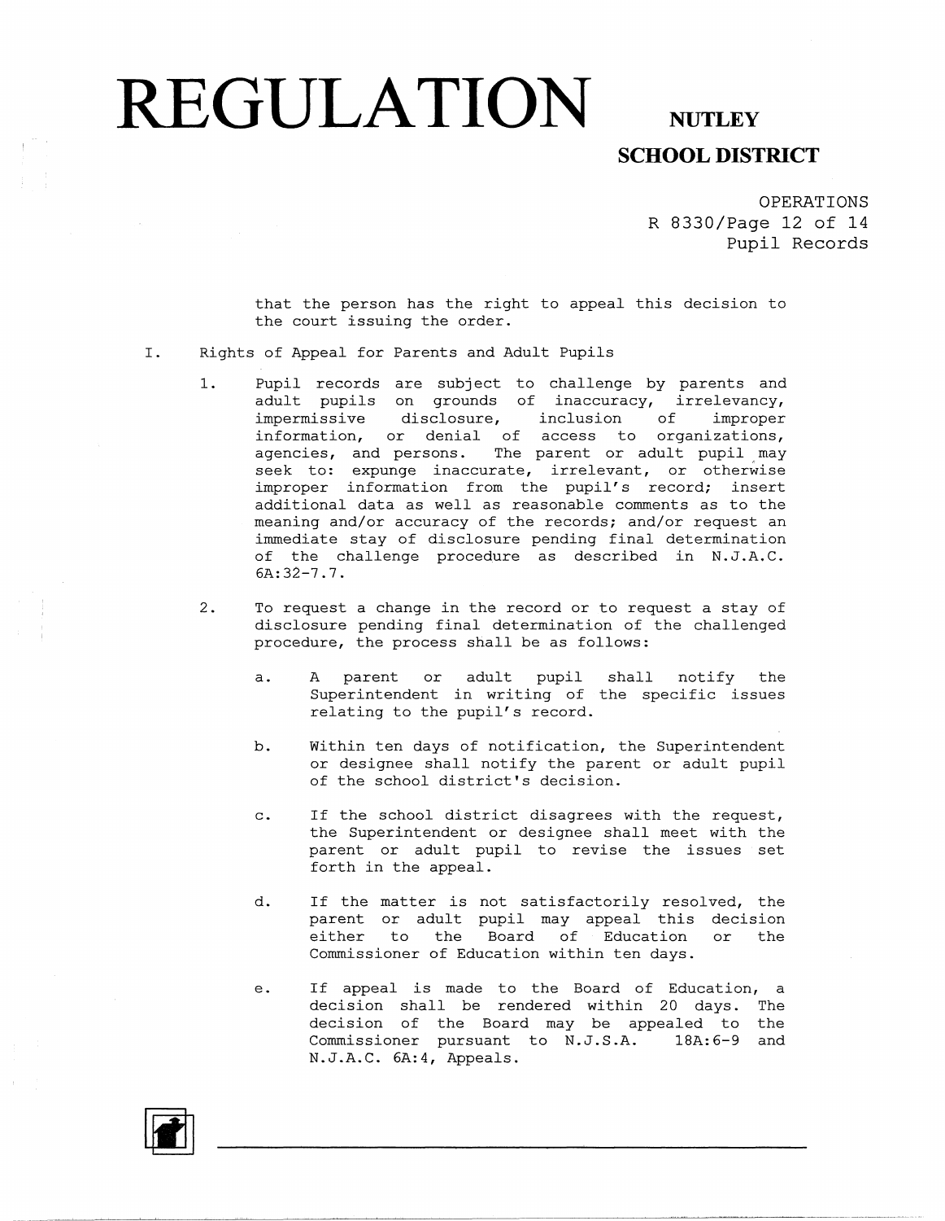that the person has the right to appeal this decision to the court issuing the order.

I. Rights of Appeal for Parents and Adult Pupils

1. Pupil records are subject to challenge by parents and adult pupils on grounds of inaccuracy, irrelevancy, impermissive disclosure, inclusion of improper information, or denial of access to organizations, agencies, and persons. The parent or adult pupil may seek to: expunge inaccurate, irrelevant, or otherwise improper information from the pupil's record; insert additional data as well as reasonable comments as to the meaning and/or accuracy of the records; and/or request an immediate stay of disclosure pending final determination of the challenge procedure as described in N.J.A.C. 6A:32-7.7.

2. To request a change in the record or to request a stay of disclosure pending final determination of the challenged procedure, the process shall be as follows:

   a. A parent or adult pupil shall notify the Superintendent in writing of the specific issues relating to the pupil's record.

   b. Within ten days of notification, the Superintendent or designee shall notify the parent or adult pupil of the school district's decision.

   c. If the school district disagrees with the request, the Superintendent or designee shall meet with the parent or adult pupil to revise the issues set forth in the appeal.

   d. If the matter is not satisfactorily resolved, the parent or adult pupil may appeal this decision either to the Board of Education or the Commissioner of Education within ten days.

   e. If appeal is made to the Board of Education, a decision shall be rendered within 20 days. The decision of the Board may be appealed to the Commissioner pursuant to N.J.S.A. 18A:6-9 and N.J.A.C. 6A:4, Appeals.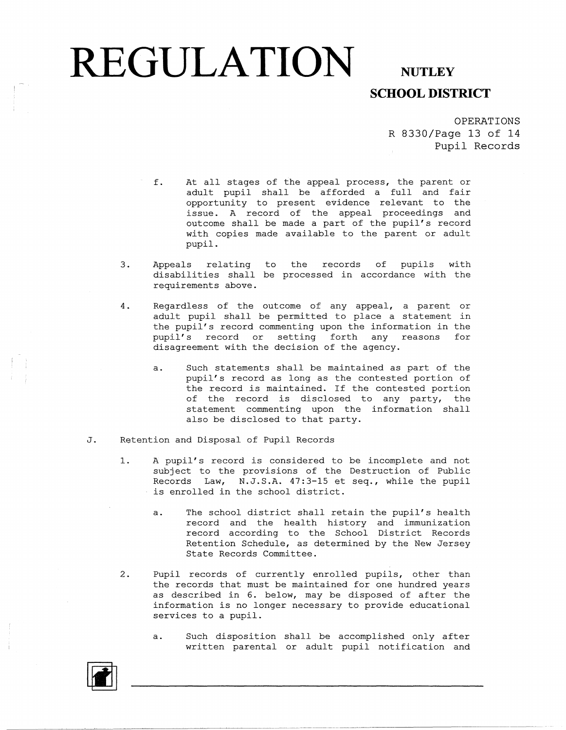f. At all stages of the appeal process, the parent or adult pupil shall be afforded a full and fair opportunity to present evidence relevant to the issue. A record of the appeal proceedings and outcome shall be made a part of the pupil's record with copies made available to the parent or adult pupil.

3. Appeals relating to the records of pupils with disabilities shall be processed in accordance with the requirements above.

4. Regardless of the outcome of any appeal, a parent or adult pupil shall be permitted to place a statement in the pupil's record commenting upon the information in the pupil's record or setting forth any reasons for disagreement with the decision of the agency.

   a. Such statements shall be maintained as part of the pupil's record as long as the contested portion of the record is maintained. If the contested portion of the record is disclosed to any party, the statement commenting upon the information shall also be disclosed to that party.

J. Retention and Disposal of Pupil Records

1. A pupil's record is considered to be incomplete and not subject to the provisions of the Destruction of Public Records Law, N.J.S.A. 47:3-15 et seq., while the pupil is enrolled in the school district.

   a. The school district shall retain the pupil's health record and the health history and immunization record according to the School District Records Retention Schedule, as determined by the New Jersey State Records Committee.

2. Pupil records of currently enrolled pupils, other than the records that must be maintained for one hundred years as described in 6. below, may be disposed of after the information is no longer necessary to provide educational services to a pupil.

   a. Such disposition shall be accomplished only after written parental or adult pupil notification and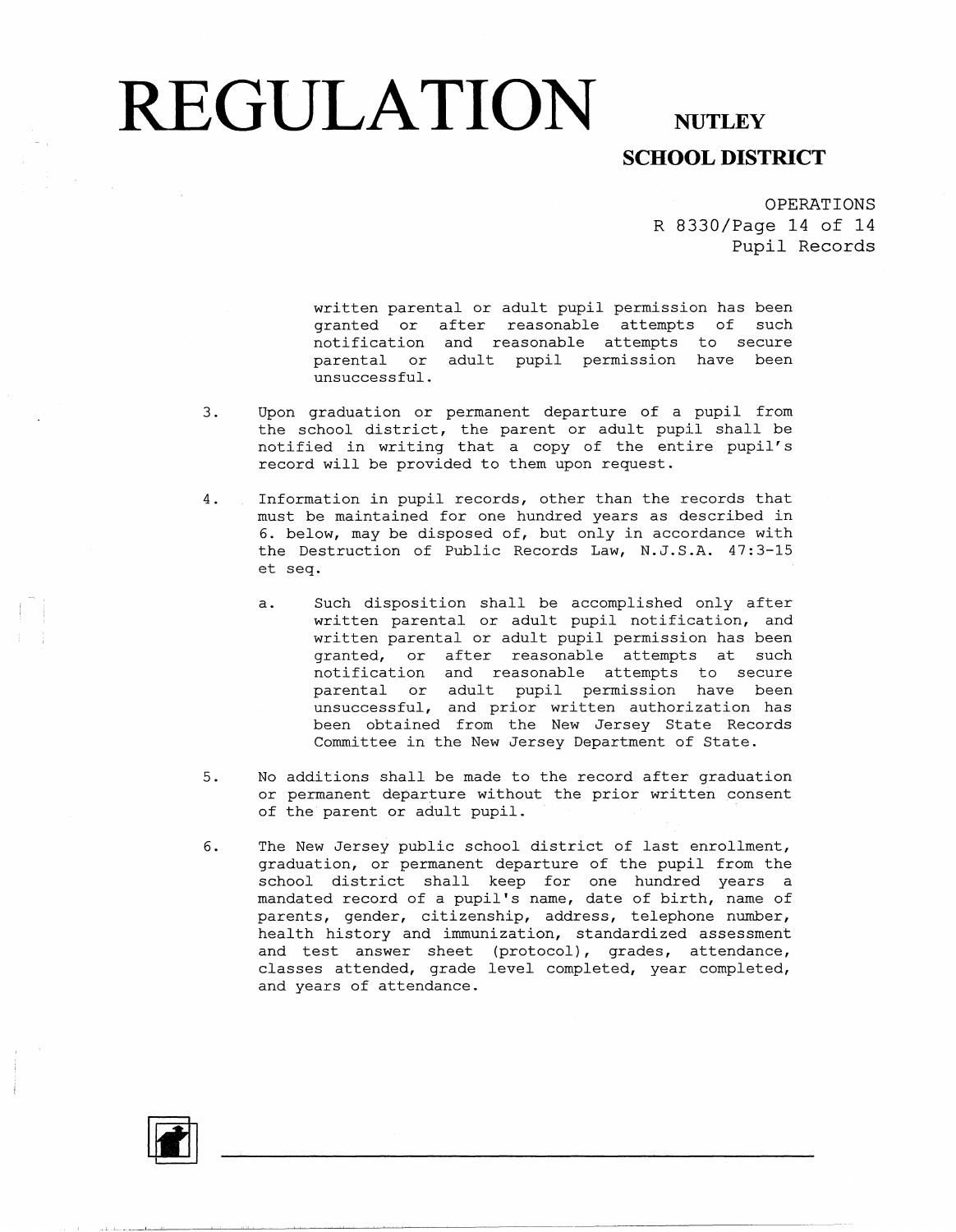written parental or adult pupil permission has been granted or after reasonable attempts of such notification and reasonable attempts to secure parental or adult pupil permission have been unsuccessful.

3. Upon graduation or permanent departure of a pupil from the school district, the parent or adult pupil shall be notified in writing that a copy of the entire pupil's record will be provided to them upon request.

4. Information in pupil records, other than the records that must be maintained for one hundred years as described in 6. below, may be disposed of, but only in accordance with the Destruction of Public Records Law, N.J.S.A. 47:3-15 et seq.

   a. Such disposition shall be accomplished only after written parental or adult pupil notification, and written parental or adult pupil permission has been granted, or after reasonable attempts at such notification and reasonable attempts to secure parental or adult pupil permission have been unsuccessful, and prior written authorization has been obtained from the New Jersey State Records Committee in the New Jersey Department of State.

5. No additions shall be made to the record after graduation or permanent departure without the prior written consent of the parent or adult pupil.

6. The New Jersey public school district of last enrollment, graduation, or permanent departure of the pupil from the school district shall keep for one hundred years a mandated record of a pupil's name, date of birth, name of parents, gender, citizenship, address, telephone number, health history and immunization, standardized assessment and test answer sheet (protocol), grades, attendance, classes attended, grade level completed, year completed, and years of attendance.